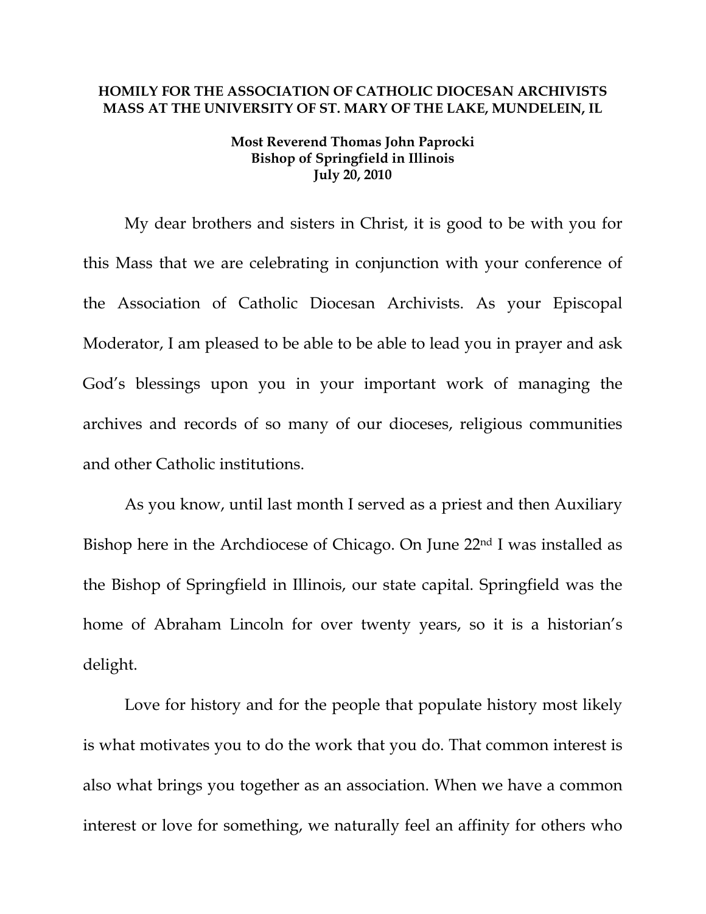**HOMILY FOR THE ASSOCIATION OF CATHOLIC DIOCESAN ARCHIVISTS MASS AT THE UNIVERSITY OF ST. MARY OF THE LAKE, MUNDELEIN, IL**

**Most Reverend Thomas John Paprocki**
**Bishop of Springfield in Illinois**
**July 20, 2010**

My dear brothers and sisters in Christ, it is good to be with you for this Mass that we are celebrating in conjunction with your conference of the Association of Catholic Diocesan Archivists. As your Episcopal Moderator, I am pleased to be able to be able to lead you in prayer and ask God's blessings upon you in your important work of managing the archives and records of so many of our dioceses, religious communities and other Catholic institutions.

As you know, until last month I served as a priest and then Auxiliary Bishop here in the Archdiocese of Chicago. On June 22nd I was installed as the Bishop of Springfield in Illinois, our state capital. Springfield was the home of Abraham Lincoln for over twenty years, so it is a historian's delight.

Love for history and for the people that populate history most likely is what motivates you to do the work that you do. That common interest is also what brings you together as an association. When we have a common interest or love for something, we naturally feel an affinity for others who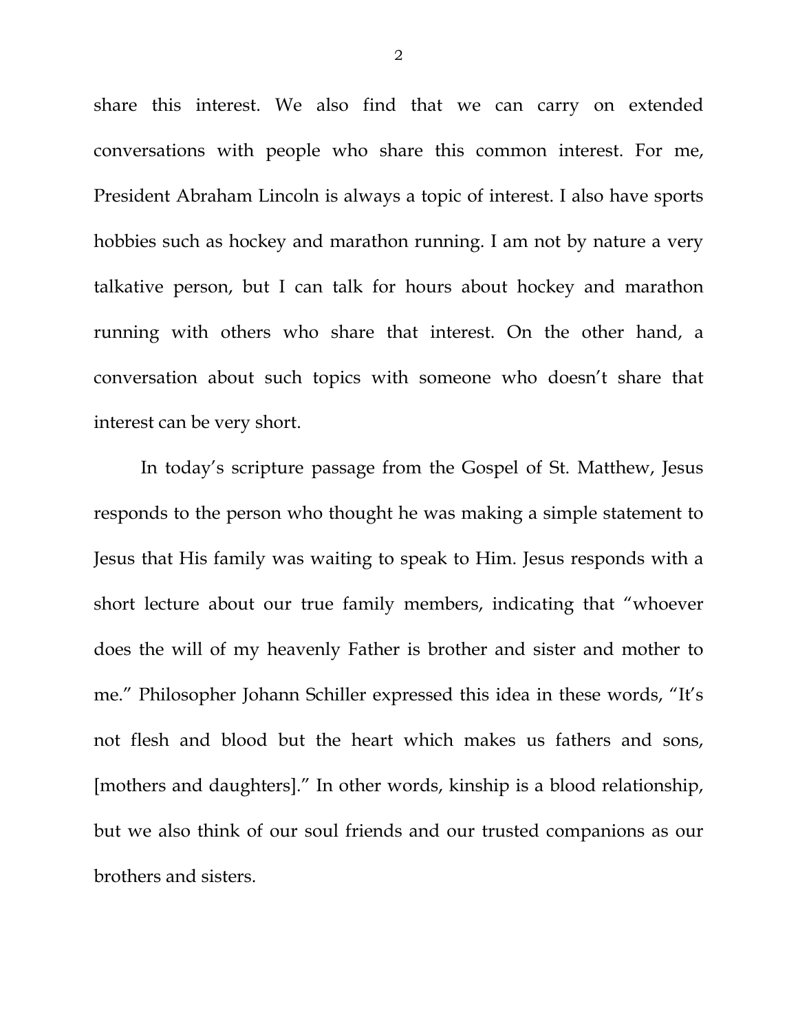share this interest. We also find that we can carry on extended conversations with people who share this common interest. For me, President Abraham Lincoln is always a topic of interest. I also have sports hobbies such as hockey and marathon running. I am not by nature a very talkative person, but I can talk for hours about hockey and marathon running with others who share that interest. On the other hand, a conversation about such topics with someone who doesn't share that interest can be very short.

In today's scripture passage from the Gospel of St. Matthew, Jesus responds to the person who thought he was making a simple statement to Jesus that His family was waiting to speak to Him. Jesus responds with a short lecture about our true family members, indicating that "whoever does the will of my heavenly Father is brother and sister and mother to me." Philosopher Johann Schiller expressed this idea in these words, "It's not flesh and blood but the heart which makes us fathers and sons, [mothers and daughters]." In other words, kinship is a blood relationship, but we also think of our soul friends and our trusted companions as our brothers and sisters.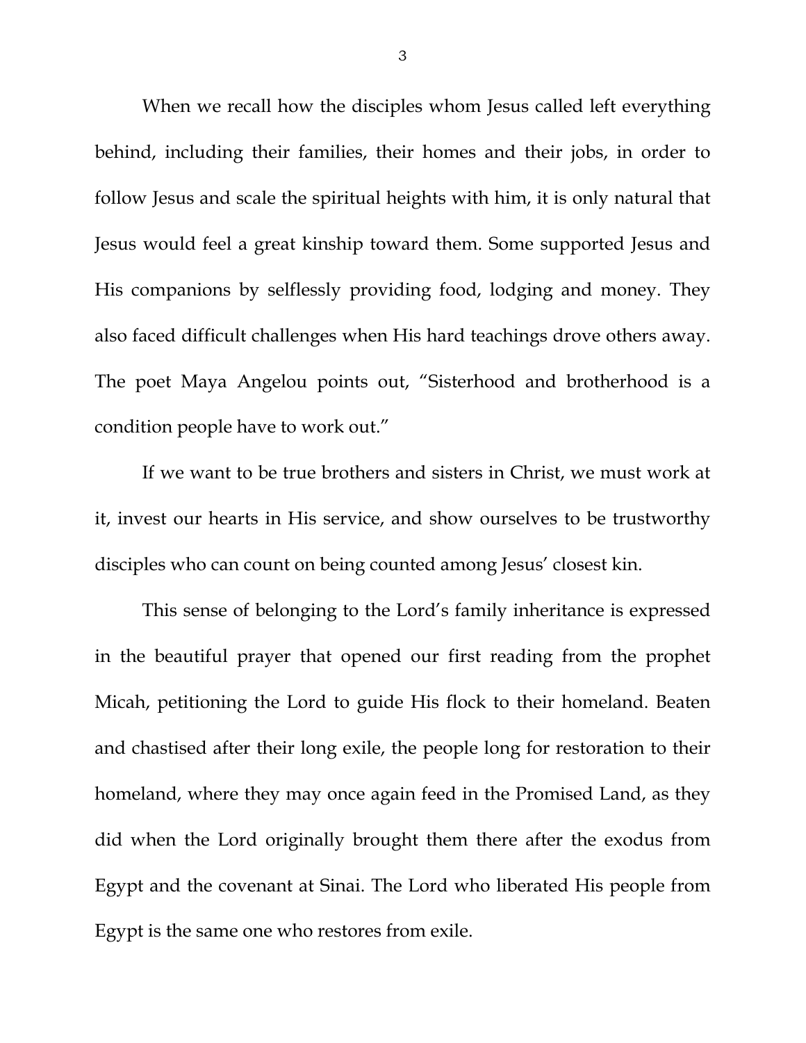When we recall how the disciples whom Jesus called left everything behind, including their families, their homes and their jobs, in order to follow Jesus and scale the spiritual heights with him, it is only natural that Jesus would feel a great kinship toward them. Some supported Jesus and His companions by selflessly providing food, lodging and money. They also faced difficult challenges when His hard teachings drove others away. The poet Maya Angelou points out, "Sisterhood and brotherhood is a condition people have to work out."

If we want to be true brothers and sisters in Christ, we must work at it, invest our hearts in His service, and show ourselves to be trustworthy disciples who can count on being counted among Jesus' closest kin.

This sense of belonging to the Lord's family inheritance is expressed in the beautiful prayer that opened our first reading from the prophet Micah, petitioning the Lord to guide His flock to their homeland. Beaten and chastised after their long exile, the people long for restoration to their homeland, where they may once again feed in the Promised Land, as they did when the Lord originally brought them there after the exodus from Egypt and the covenant at Sinai. The Lord who liberated His people from Egypt is the same one who restores from exile.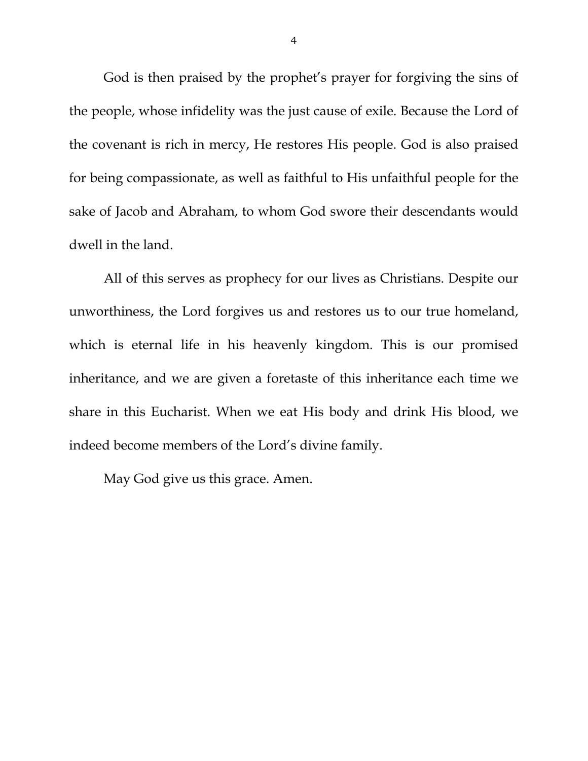God is then praised by the prophet's prayer for forgiving the sins of the people, whose infidelity was the just cause of exile. Because the Lord of the covenant is rich in mercy, He restores His people. God is also praised for being compassionate, as well as faithful to His unfaithful people for the sake of Jacob and Abraham, to whom God swore their descendants would dwell in the land.

All of this serves as prophecy for our lives as Christians. Despite our unworthiness, the Lord forgives us and restores us to our true homeland, which is eternal life in his heavenly kingdom. This is our promised inheritance, and we are given a foretaste of this inheritance each time we share in this Eucharist. When we eat His body and drink His blood, we indeed become members of the Lord's divine family.

May God give us this grace. Amen.